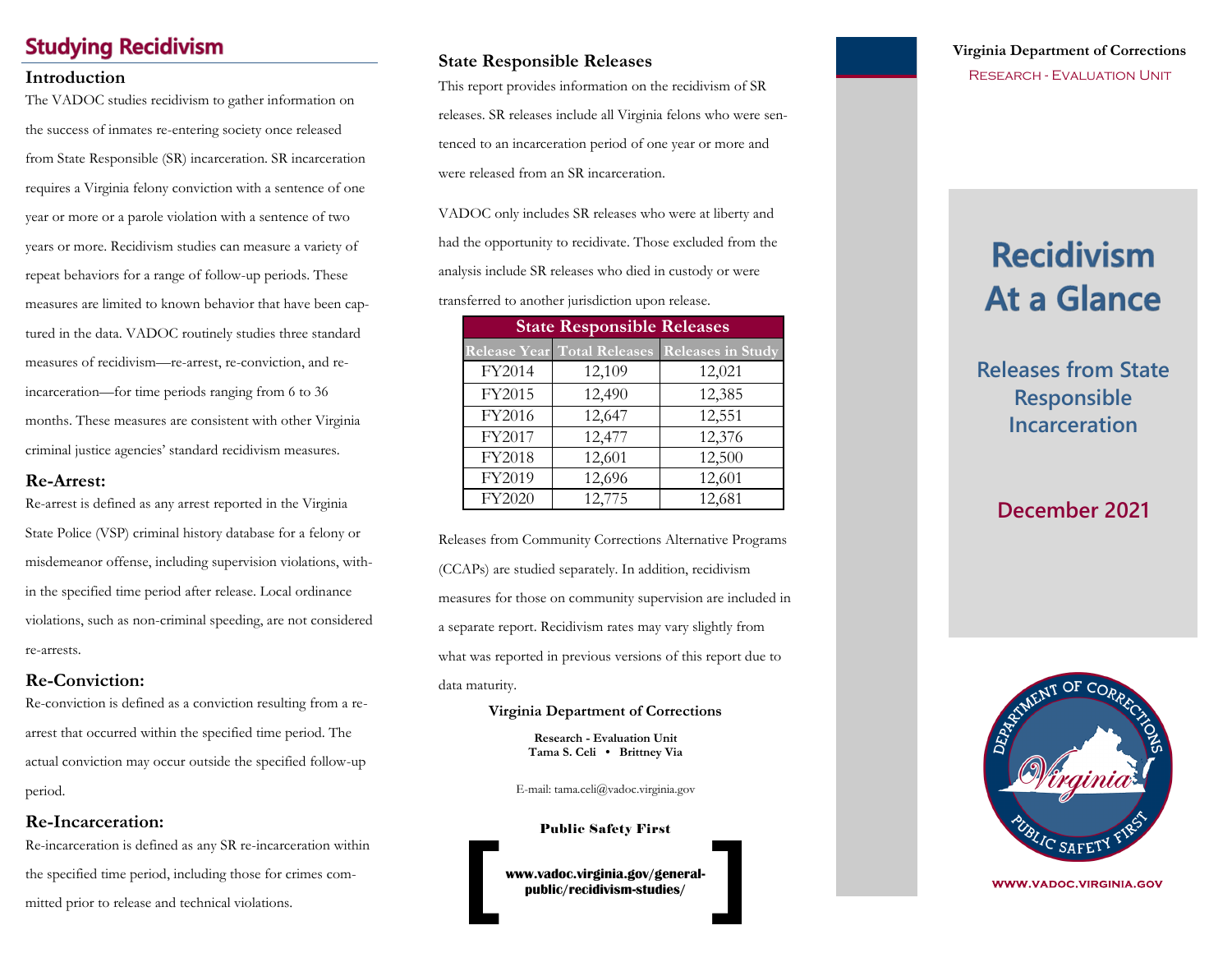## Studying Recidivism

### Introduction

The VADOC studies recidivism to gather information on the success of inmates re-entering society once released from State Responsible (SR) incarceration. SR incarceration requires a Virginia felony conviction with a sentence of one year or more or a parole violation with a sentence of two years or more. Recidivism studies can measure a variety of repeat behaviors for a range of follow-up periods. These measures are limited to known behavior that have been captured in the data. VADOC routinely studies three standard measures of recidivism—re-arrest, re-conviction, and re-incarceration—for time periods ranging from 6 to 36 months. These measures are consistent with other Virginia criminal justice agencies' standard recidivism measures.

### Re-Arrest:

Re-arrest is defined as any arrest reported in the Virginia State Police (VSP) criminal history database for a felony or misdemeanor offense, including supervision violations, within the specified time period after release. Local ordinance violations, such as non-criminal speeding, are not considered re-arrests.

### Re-Conviction:

Re-conviction is defined as a conviction resulting from a re-arrest that occurred within the specified time period. The actual conviction may occur outside the specified follow-up period.

### Re-Incarceration:

Re-incarceration is defined as any SR re-incarceration within the specified time period, including those for crimes committed prior to release and technical violations.

### State Responsible Releases

This report provides information on the recidivism of SR releases. SR releases include all Virginia felons who were sentenced to an incarceration period of one year or more and were released from an SR incarceration.

VADOC only includes SR releases who were at liberty and had the opportunity to recidivate. Those excluded from the analysis include SR releases who died in custody or were transferred to another jurisdiction upon release.

| State Responsible Releases | | |
|---|---|---|
| Release Year | Total Releases | Releases in Study |
| FY2014 | 12,109 | 12,021 |
| FY2015 | 12,490 | 12,385 |
| FY2016 | 12,647 | 12,551 |
| FY2017 | 12,477 | 12,376 |
| FY2018 | 12,601 | 12,500 |
| FY2019 | 12,696 | 12,601 |
| FY2020 | 12,775 | 12,681 |

Releases from Community Corrections Alternative Programs (CCAPs) are studied separately. In addition, recidivism measures for those on community supervision are included in a separate report. Recidivism rates may vary slightly from what was reported in previous versions of this report due to data maturity.

**Virginia Department of Corrections**

**Research - Evaluation Unit**
**Tama S. Celi • Brittney Via**

E-mail: tama.celi@vadoc.virginia.gov

**Public Safety First**

**www.vadoc.virginia.gov/general-public/recidivism-studies/**

**Virginia Department of Corrections**
Research - Evaluation Unit

# Recidivism At a Glance

## Releases from State Responsible Incarceration

## December 2021

DEPARTMENT OF CORRECTIONS Virginia PUBLIC SAFETY FIRST

**WWW.VADOC.VIRGINIA.GOV**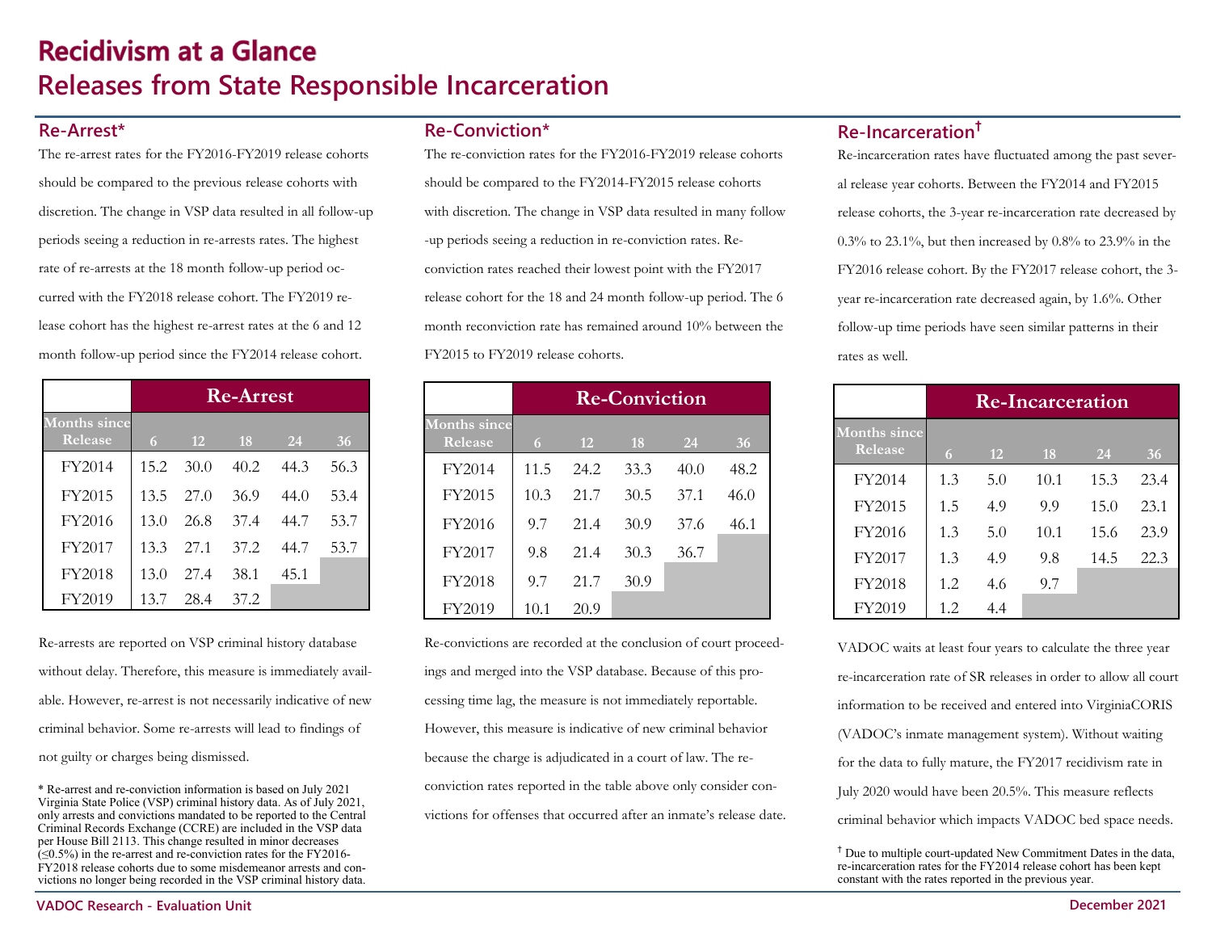# Recidivism at a Glance

## Releases from State Responsible Incarceration

### Re-Arrest*

The re-arrest rates for the FY2016-FY2019 release cohorts should be compared to the previous release cohorts with discretion. The change in VSP data resulted in all follow-up periods seeing a reduction in re-arrests rates. The highest rate of re-arrests at the 18 month follow-up period occurred with the FY2018 release cohort. The FY2019 release cohort has the highest re-arrest rates at the 6 and 12 month follow-up period since the FY2014 release cohort.

| | Re-Arrest | | | | |
|---|---|---|---|---|---|
| Months since Release | 6 | 12 | 18 | 24 | 36 |
| FY2014 | 15.2 | 30.0 | 40.2 | 44.3 | 56.3 |
| FY2015 | 13.5 | 27.0 | 36.9 | 44.0 | 53.4 |
| FY2016 | 13.0 | 26.8 | 37.4 | 44.7 | 53.7 |
| FY2017 | 13.3 | 27.1 | 37.2 | 44.7 | 53.7 |
| FY2018 | 13.0 | 27.4 | 38.1 | 45.1 | |
| FY2019 | 13.7 | 28.4 | 37.2 | | |

Re-arrests are reported on VSP criminal history database without delay. Therefore, this measure is immediately available. However, re-arrest is not necessarily indicative of new criminal behavior. Some re-arrests will lead to findings of not guilty or charges being dismissed.

\* Re-arrest and re-conviction information is based on July 2021 Virginia State Police (VSP) criminal history data. As of July 2021, only arrests and convictions mandated to be reported to the Central Criminal Records Exchange (CCRE) are included in the VSP data per House Bill 2113. This change resulted in minor decreases (≤0.5%) in the re-arrest and re-conviction rates for the FY2016-FY2018 release cohorts due to some misdemeanor arrests and convictions no longer being recorded in the VSP criminal history data.

### Re-Conviction*

The re-conviction rates for the FY2016-FY2019 release cohorts should be compared to the FY2014-FY2015 release cohorts with discretion. The change in VSP data resulted in many follow-up periods seeing a reduction in re-conviction rates. Re-conviction rates reached their lowest point with the FY2017 release cohort for the 18 and 24 month follow-up period. The 6 month reconviction rate has remained around 10% between the FY2015 to FY2019 release cohorts.

| | Re-Conviction | | | | |
|---|---|---|---|---|---|
| Months since Release | 6 | 12 | 18 | 24 | 36 |
| FY2014 | 11.5 | 24.2 | 33.3 | 40.0 | 48.2 |
| FY2015 | 10.3 | 21.7 | 30.5 | 37.1 | 46.0 |
| FY2016 | 9.7 | 21.4 | 30.9 | 37.6 | 46.1 |
| FY2017 | 9.8 | 21.4 | 30.3 | 36.7 | |
| FY2018 | 9.7 | 21.7 | 30.9 | | |
| FY2019 | 10.1 | 20.9 | | | |

Re-convictions are recorded at the conclusion of court proceedings and merged into the VSP database. Because of this processing time lag, the measure is not immediately reportable. However, this measure is indicative of new criminal behavior because the charge is adjudicated in a court of law. The re-conviction rates reported in the table above only consider convictions for offenses that occurred after an inmate's release date.

### Re-Incarceration†

Re-incarceration rates have fluctuated among the past several release year cohorts. Between the FY2014 and FY2015 release cohorts, the 3-year re-incarceration rate decreased by 0.3% to 23.1%, but then increased by 0.8% to 23.9% in the FY2016 release cohort. By the FY2017 release cohort, the 3-year re-incarceration rate decreased again, by 1.6%. Other follow-up time periods have seen similar patterns in their rates as well.

| | Re-Incarceration | | | | |
|---|---|---|---|---|---|
| Months since Release | 6 | 12 | 18 | 24 | 36 |
| FY2014 | 1.3 | 5.0 | 10.1 | 15.3 | 23.4 |
| FY2015 | 1.5 | 4.9 | 9.9 | 15.0 | 23.1 |
| FY2016 | 1.3 | 5.0 | 10.1 | 15.6 | 23.9 |
| FY2017 | 1.3 | 4.9 | 9.8 | 14.5 | 22.3 |
| FY2018 | 1.2 | 4.6 | 9.7 | | |
| FY2019 | 1.2 | 4.4 | | | |

VADOC waits at least four years to calculate the three year re-incarceration rate of SR releases in order to allow all court information to be received and entered into VirginiaCORIS (VADOC's inmate management system). Without waiting for the data to fully mature, the FY2017 recidivism rate in July 2020 would have been 20.5%. This measure reflects criminal behavior which impacts VADOC bed space needs.

† Due to multiple court-updated New Commitment Dates in the data, re-incarceration rates for the FY2014 release cohort has been kept constant with the rates reported in the previous year.

VADOC Research - Evaluation Unit

December 2021